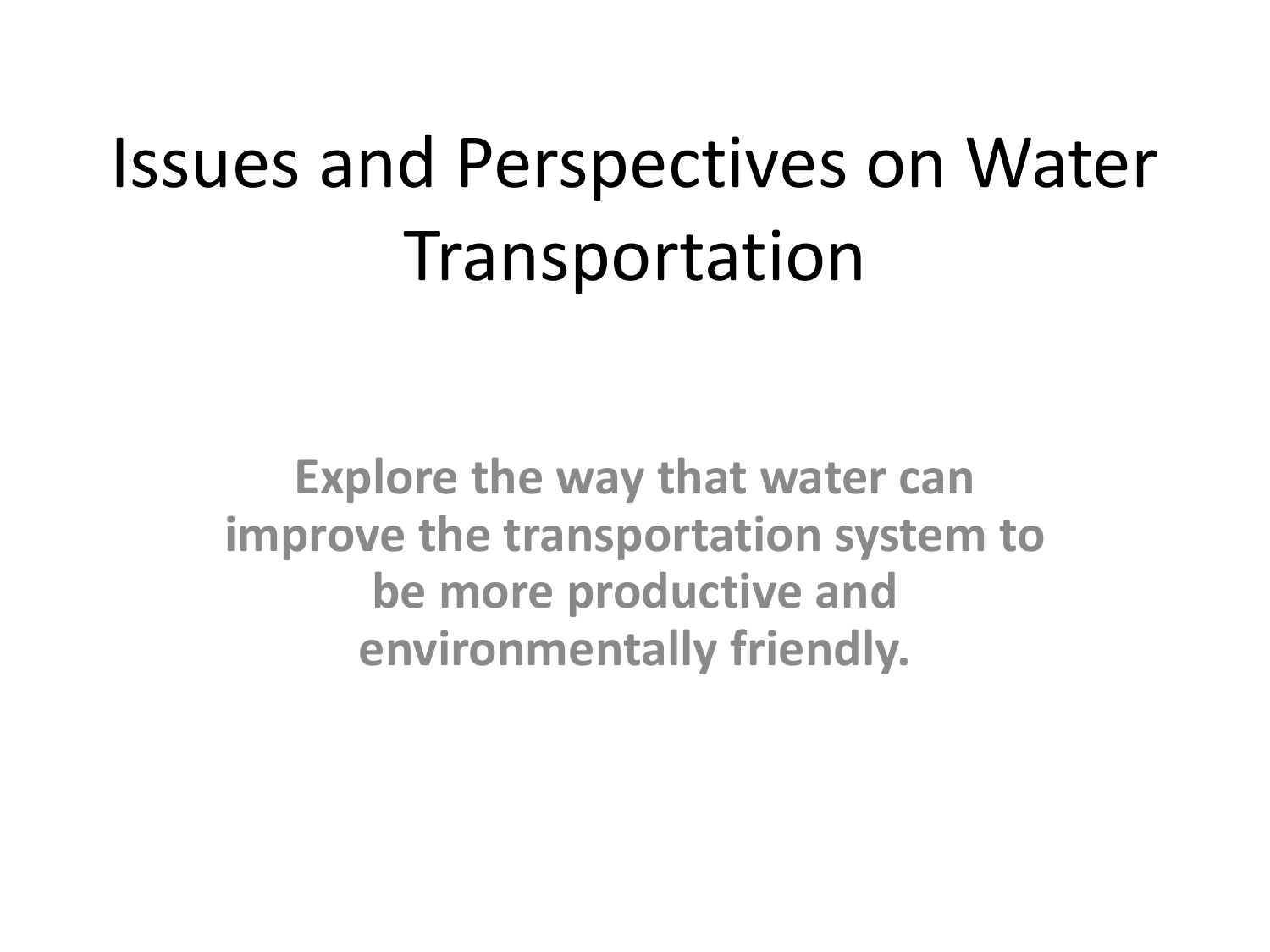# Issues and Perspectives on Water Transportation

**Explore the way that water can improve the transportation system to be more productive and environmentally friendly.**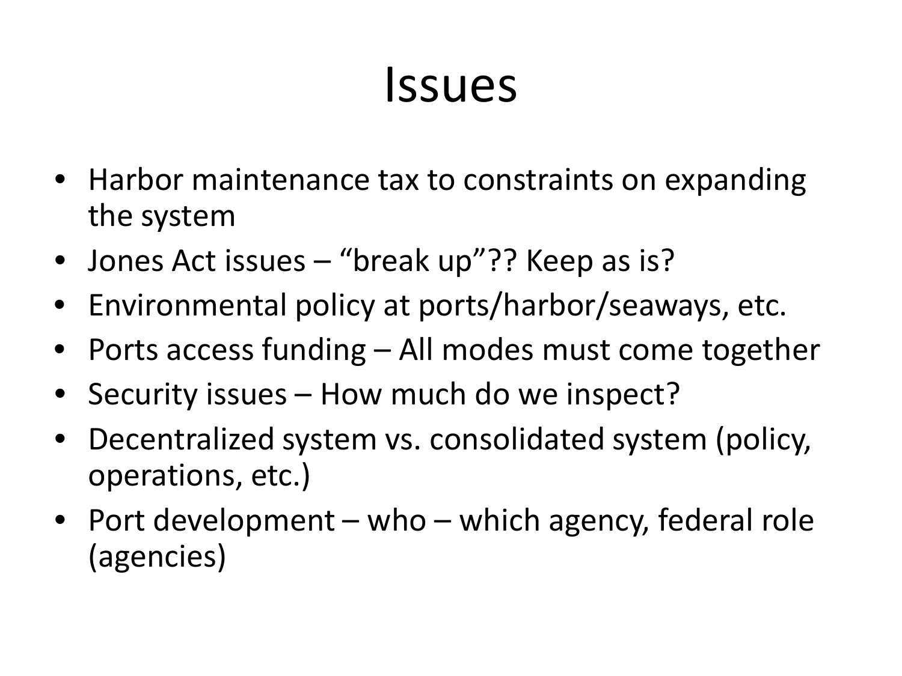# Issues

- Harbor maintenance tax to constraints on expanding the system
- Jones Act issues – "break up"?? Keep as is?
- Environmental policy at ports/harbor/seaways, etc.
- Ports access funding – All modes must come together
- Security issues – How much do we inspect?
- Decentralized system vs. consolidated system (policy, operations, etc.)
- Port development – who – which agency, federal role (agencies)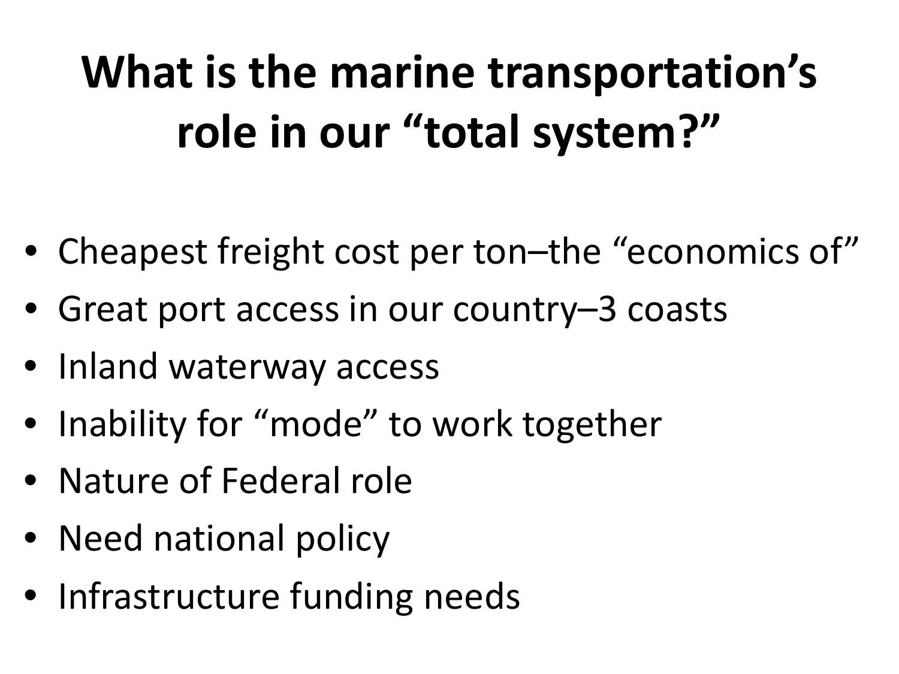# What is the marine transportation's role in our "total system?"

- Cheapest freight cost per ton–the "economics of"
- Great port access in our country–3 coasts
- Inland waterway access
- Inability for "mode" to work together
- Nature of Federal role
- Need national policy
- Infrastructure funding needs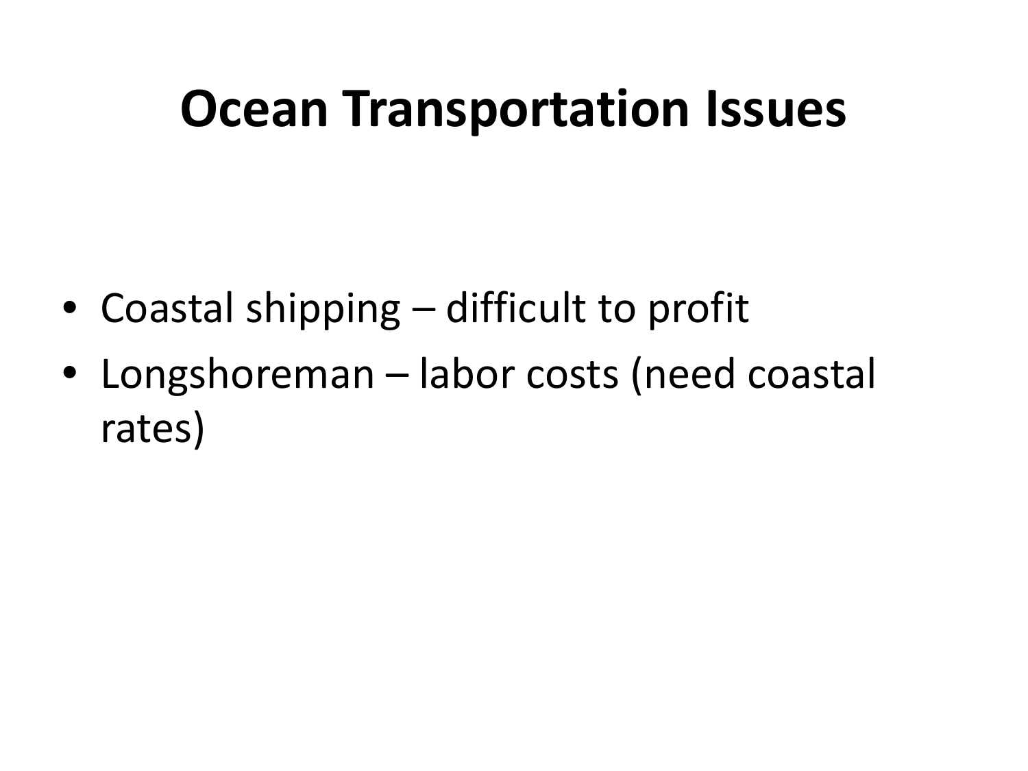# Ocean Transportation Issues

- Coastal shipping – difficult to profit
- Longshoreman – labor costs (need coastal rates)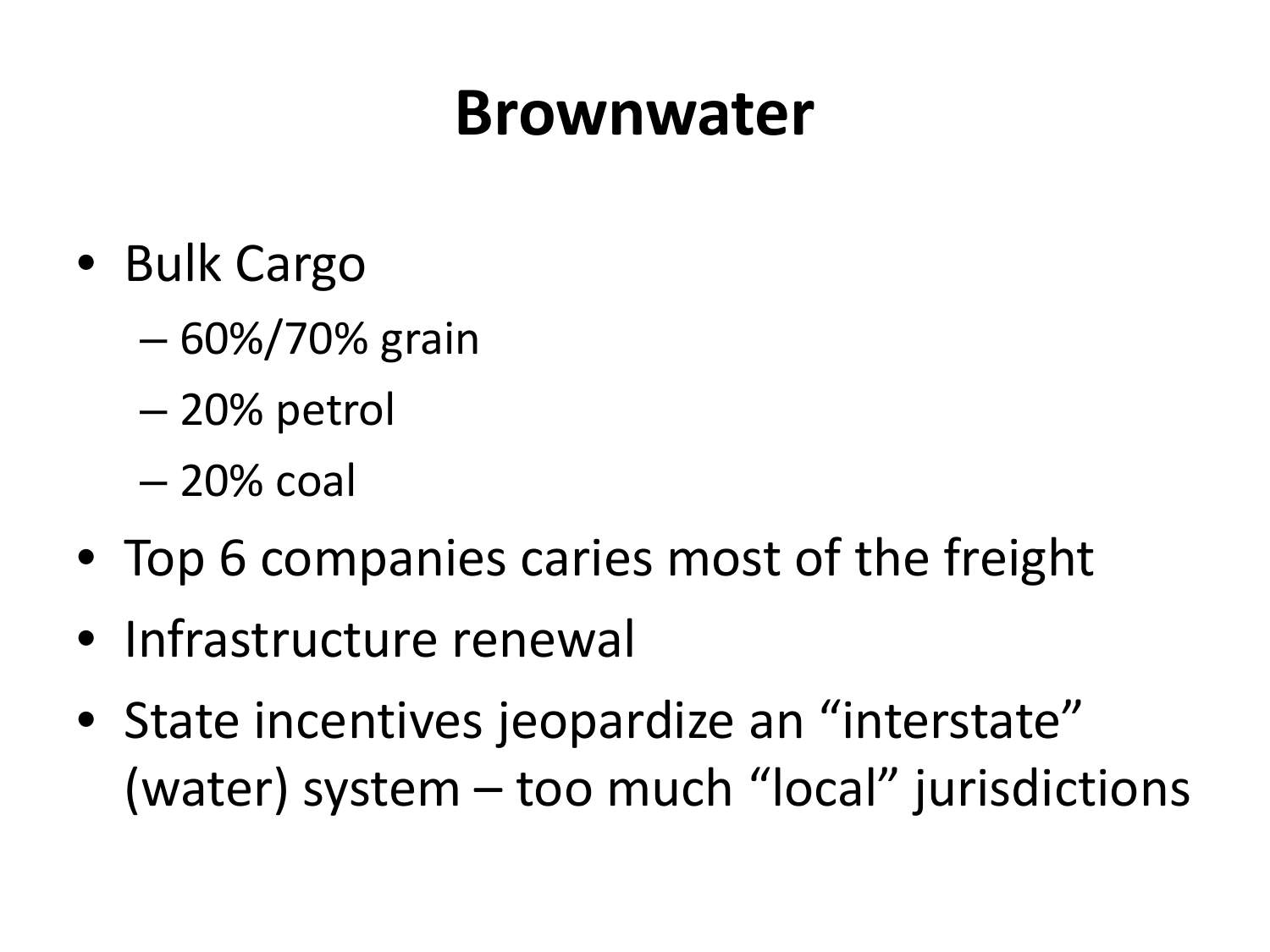# Brownwater

- Bulk Cargo
  - 60%/70% grain
  - 20% petrol
  - 20% coal
- Top 6 companies caries most of the freight
- Infrastructure renewal
- State incentives jeopardize an "interstate" (water) system – too much "local" jurisdictions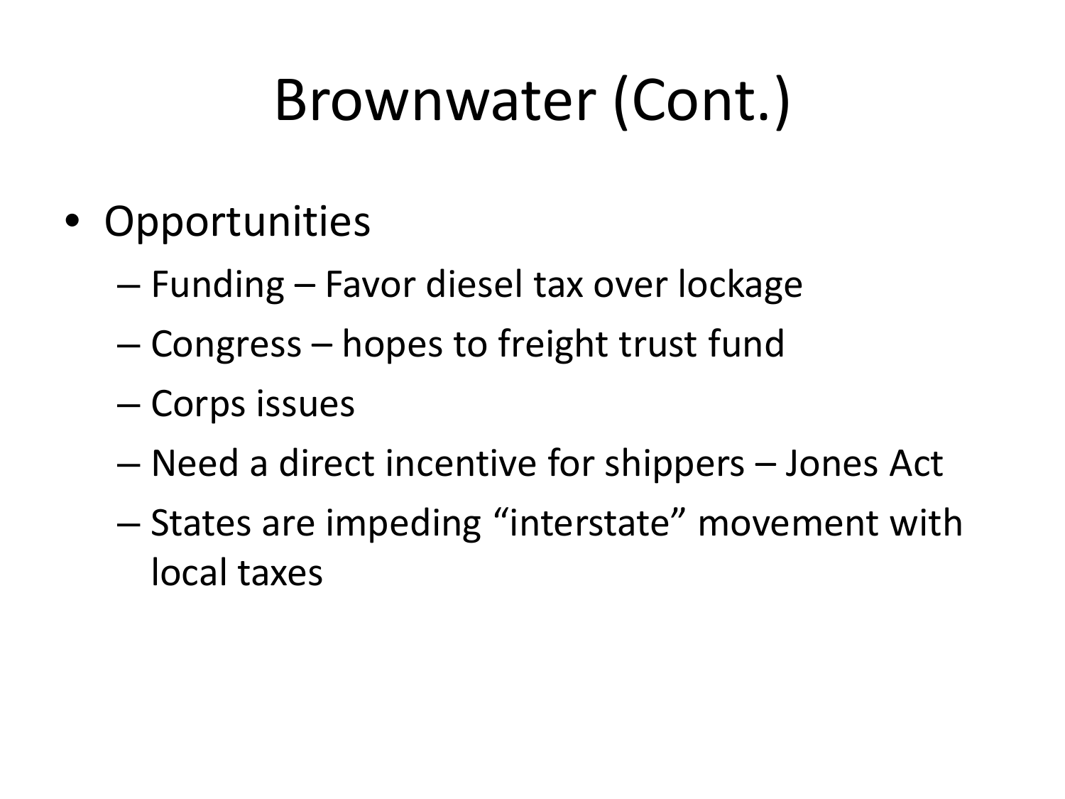# Brownwater (Cont.)

- Opportunities
  - Funding – Favor diesel tax over lockage
  - Congress – hopes to freight trust fund
  - Corps issues
  - Need a direct incentive for shippers – Jones Act
  - States are impeding “interstate” movement with local taxes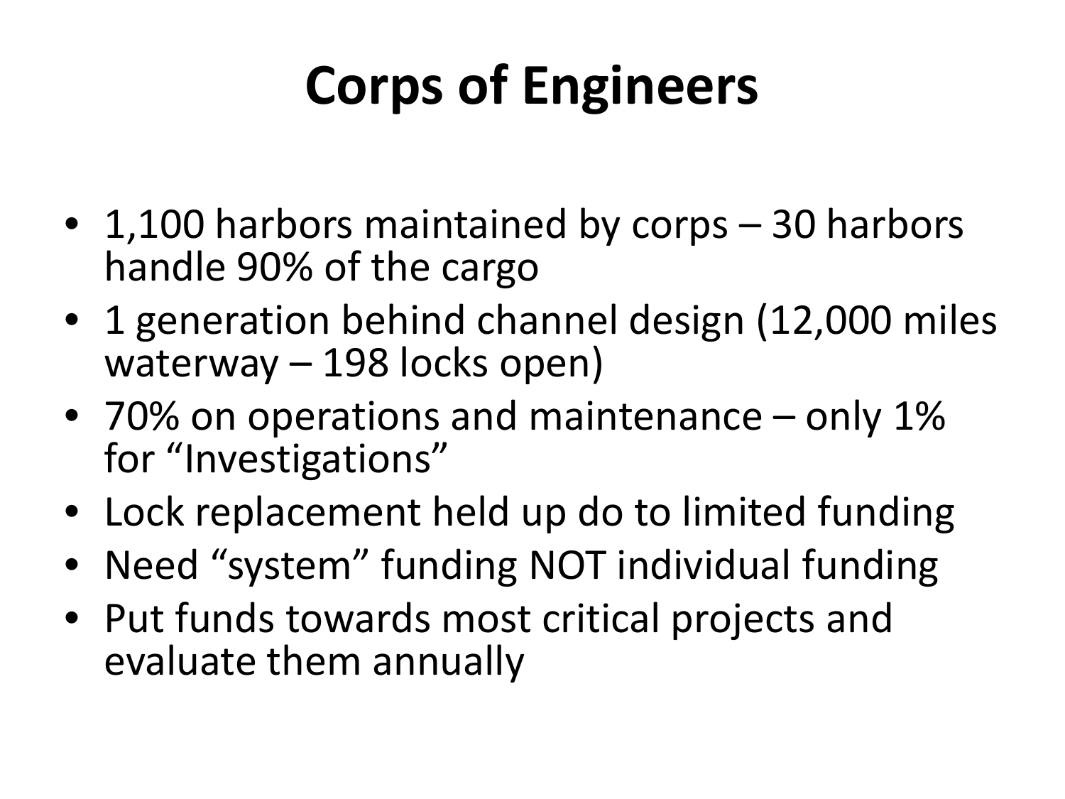# Corps of Engineers

- 1,100 harbors maintained by corps – 30 harbors handle 90% of the cargo
- 1 generation behind channel design (12,000 miles waterway – 198 locks open)
- 70% on operations and maintenance – only 1% for "Investigations"
- Lock replacement held up do to limited funding
- Need "system" funding NOT individual funding
- Put funds towards most critical projects and evaluate them annually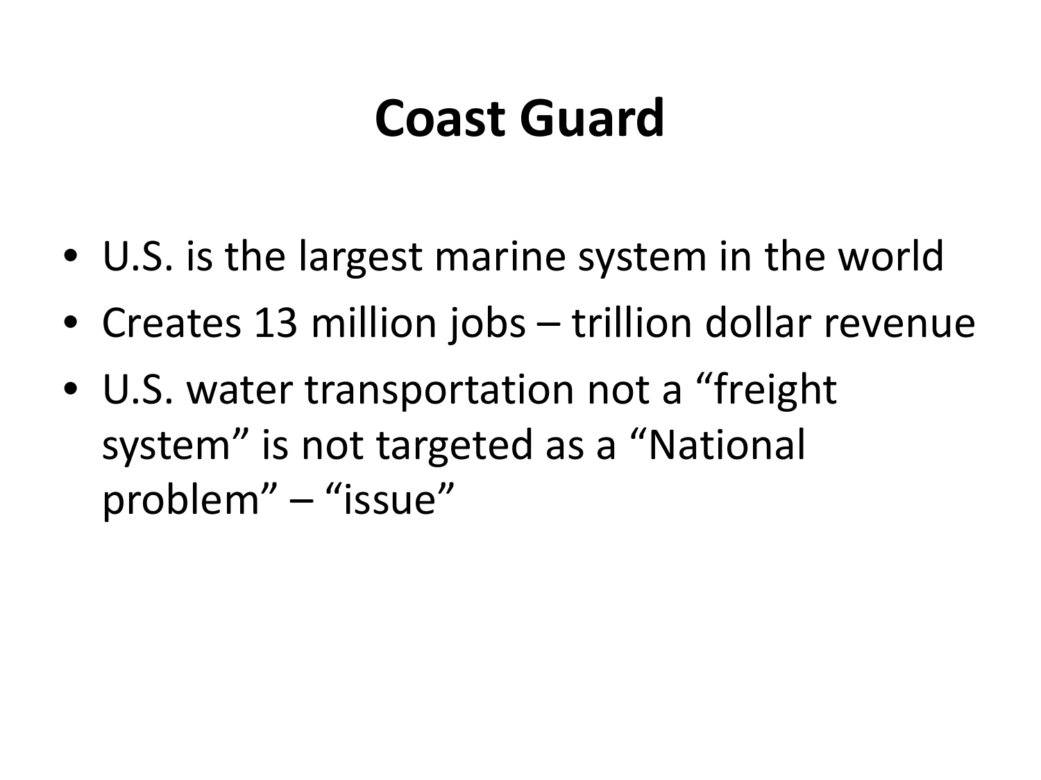# Coast Guard

- U.S. is the largest marine system in the world
- Creates 13 million jobs – trillion dollar revenue
- U.S. water transportation not a "freight system" is not targeted as a "National problem" – "issue"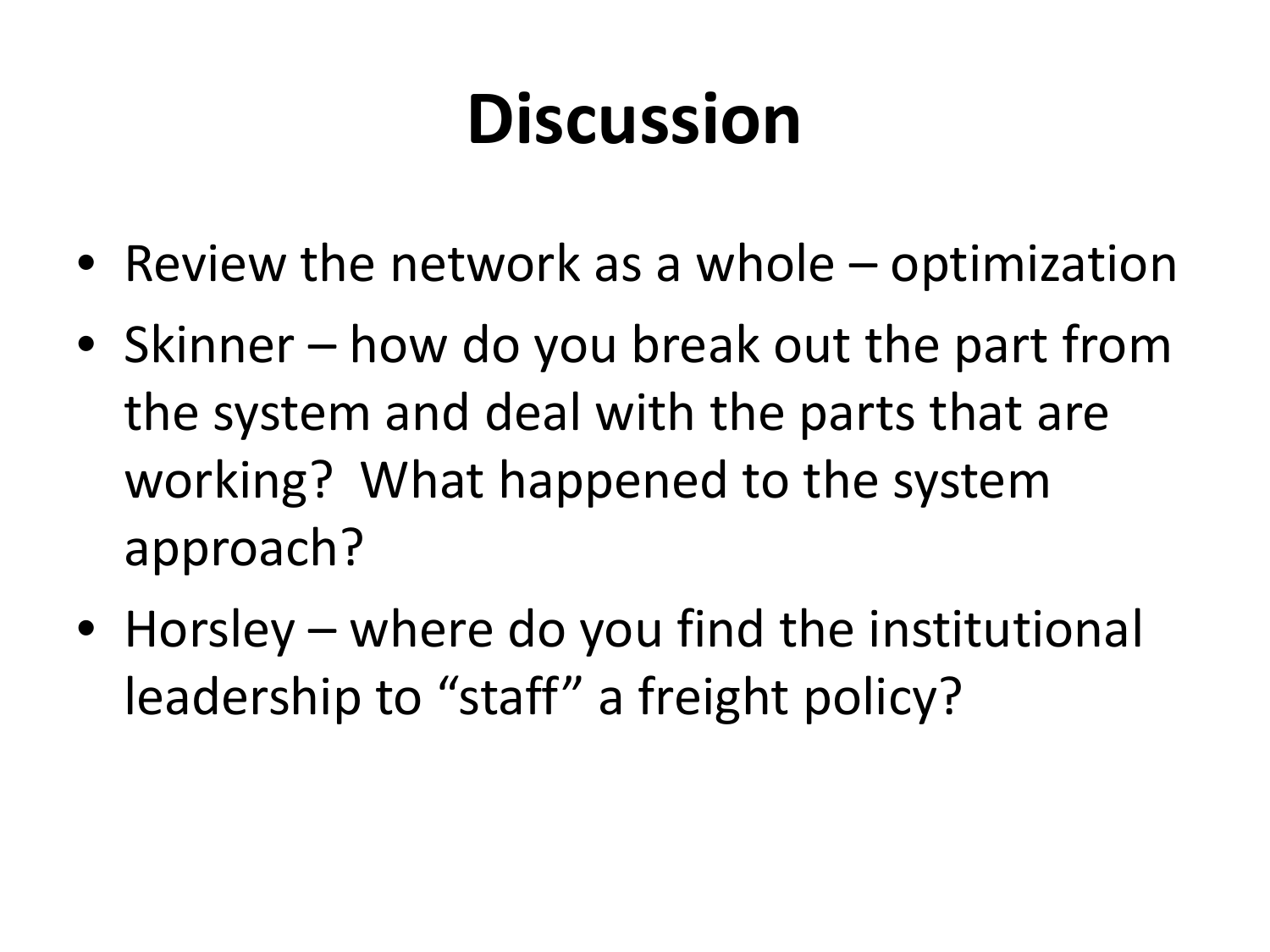# Discussion

- Review the network as a whole – optimization
- Skinner – how do you break out the part from the system and deal with the parts that are working? What happened to the system approach?
- Horsley – where do you find the institutional leadership to "staff" a freight policy?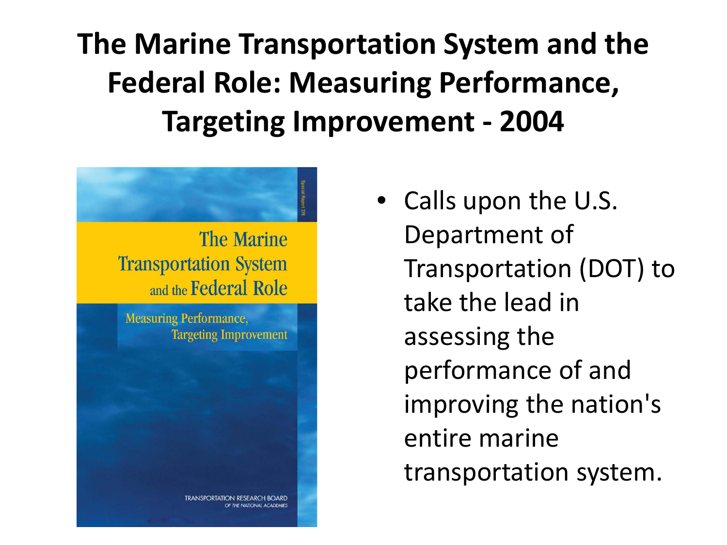# The Marine Transportation System and the Federal Role: Measuring Performance, Targeting Improvement - 2004

- Calls upon the U.S. Department of Transportation (DOT) to take the lead in assessing the performance of and improving the nation's entire marine transportation system.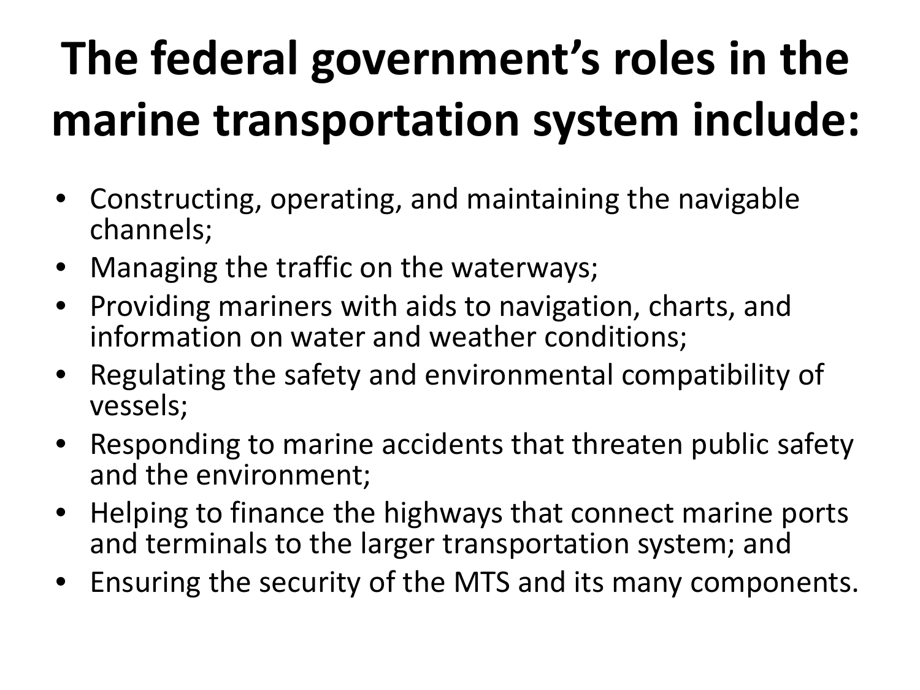# The federal government's roles in the marine transportation system include:

- Constructing, operating, and maintaining the navigable channels;
- Managing the traffic on the waterways;
- Providing mariners with aids to navigation, charts, and information on water and weather conditions;
- Regulating the safety and environmental compatibility of vessels;
- Responding to marine accidents that threaten public safety and the environment;
- Helping to finance the highways that connect marine ports and terminals to the larger transportation system; and
- Ensuring the security of the MTS and its many components.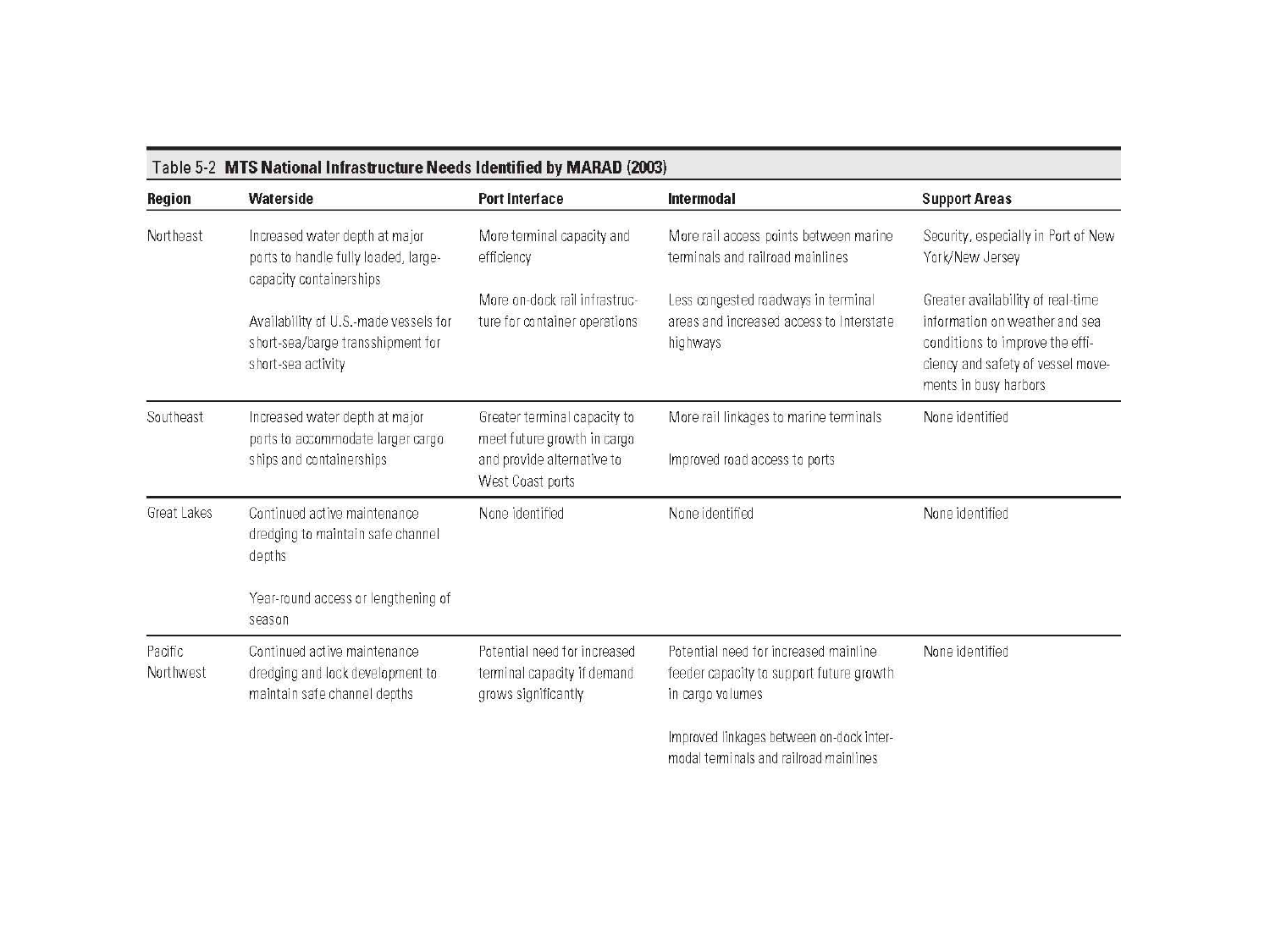Table 5-2 **MTS National Infrastructure Needs Identified by MARAD (2003)**

| Region | Waterside | Port Interface | Intermodal | Support Areas |
|---|---|---|---|---|
| Northeast | Increased water depth at major ports to handle fully loaded, large-capacity containerships<br><br>Availability of U.S.-made vessels for short-sea/barge transshipment for short-sea activity | More terminal capacity and efficiency<br><br>More on-dock rail infrastructure for container operations | More rail access points between marine terminals and railroad mainlines<br><br>Less congested roadways in terminal areas and increased access to Interstate highways | Security, especially in Port of New York/New Jersey<br><br>Greater availability of real-time information on weather and sea conditions to improve the efficiency and safety of vessel movements in busy harbors |
| Southeast | Increased water depth at major ports to accommodate larger cargo ships and containerships | Greater terminal capacity to meet future growth in cargo and provide alternative to West Coast ports | More rail linkages to marine terminals<br><br>Improved road access to ports | None identified |
| Great Lakes | Continued active maintenance dredging to maintain safe channel depths<br><br>Year-round access or lengthening of season | None identified | None identified | None identified |
| Pacific Northwest | Continued active maintenance dredging and lock development to maintain safe channel depths | Potential need for increased terminal capacity if demand grows significantly | Potential need for increased mainline feeder capacity to support future growth in cargo volumes<br><br>Improved linkages between on-dock intermodal terminals and railroad mainlines | None identified |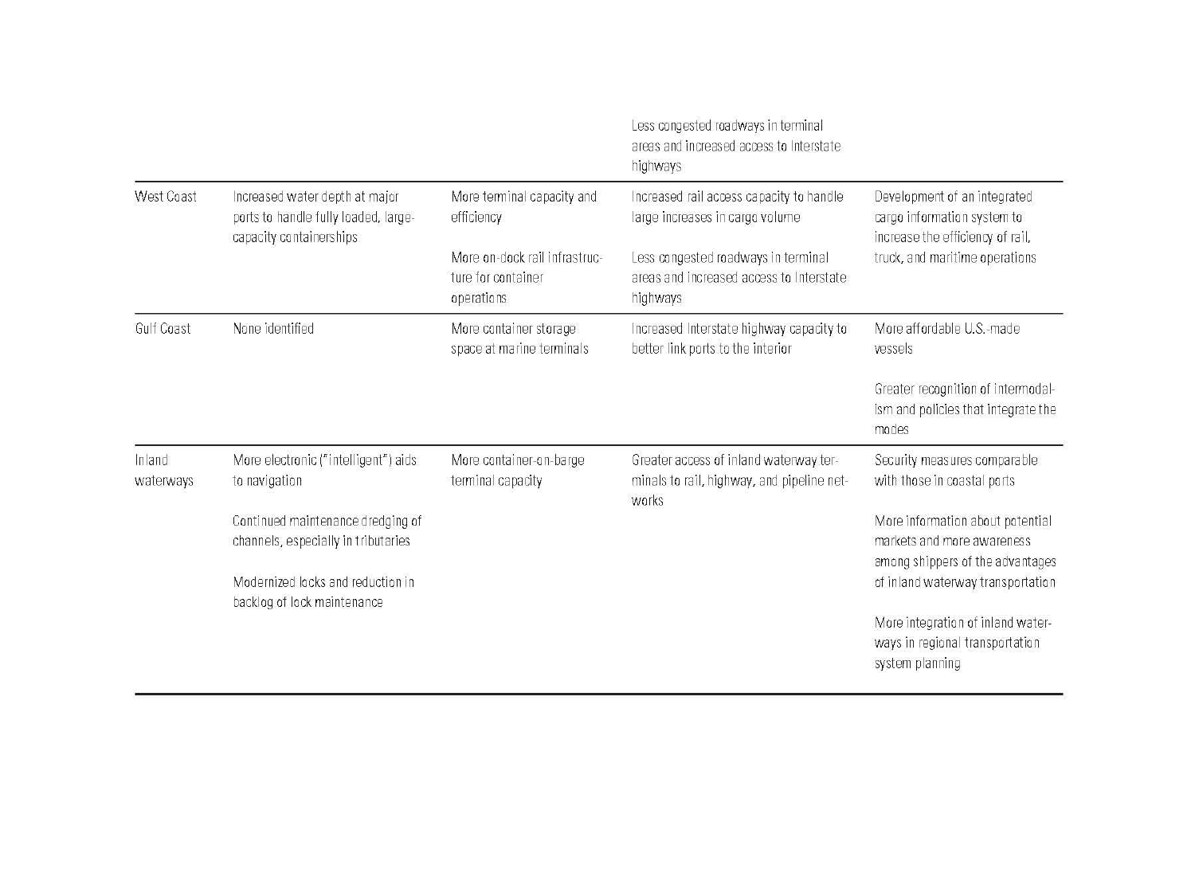| | | | | |
|---|---|---|---|---|
| | | | Less congested roadways in terminal areas and increased access to Interstate highways | |
| West Coast | Increased water depth at major ports to handle fully loaded, large-capacity containerships | More terminal capacity and efficiency<br><br>More on-dock rail infrastructure for container operations | Increased rail access capacity to handle large increases in cargo volume<br><br>Less congested roadways in terminal areas and increased access to Interstate highways | Development of an integrated cargo information system to increase the efficiency of rail, truck, and maritime operations |
| Gulf Coast | None identified | More container storage space at marine terminals | Increased Interstate highway capacity to better link ports to the interior | More affordable U.S.-made vessels<br><br>Greater recognition of intermodalism and policies that integrate the modes |
| Inland waterways | More electronic ("intelligent") aids to navigation<br><br>Continued maintenance dredging of channels, especially in tributaries<br><br>Modernized locks and reduction in backlog of lock maintenance | More container-on-barge terminal capacity | Greater access of inland waterway terminals to rail, highway, and pipeline networks | Security measures comparable with those in coastal ports<br><br>More information about potential markets and more awareness among shippers of the advantages of inland waterway transportation<br><br>More integration of inland waterways in regional transportation system planning |